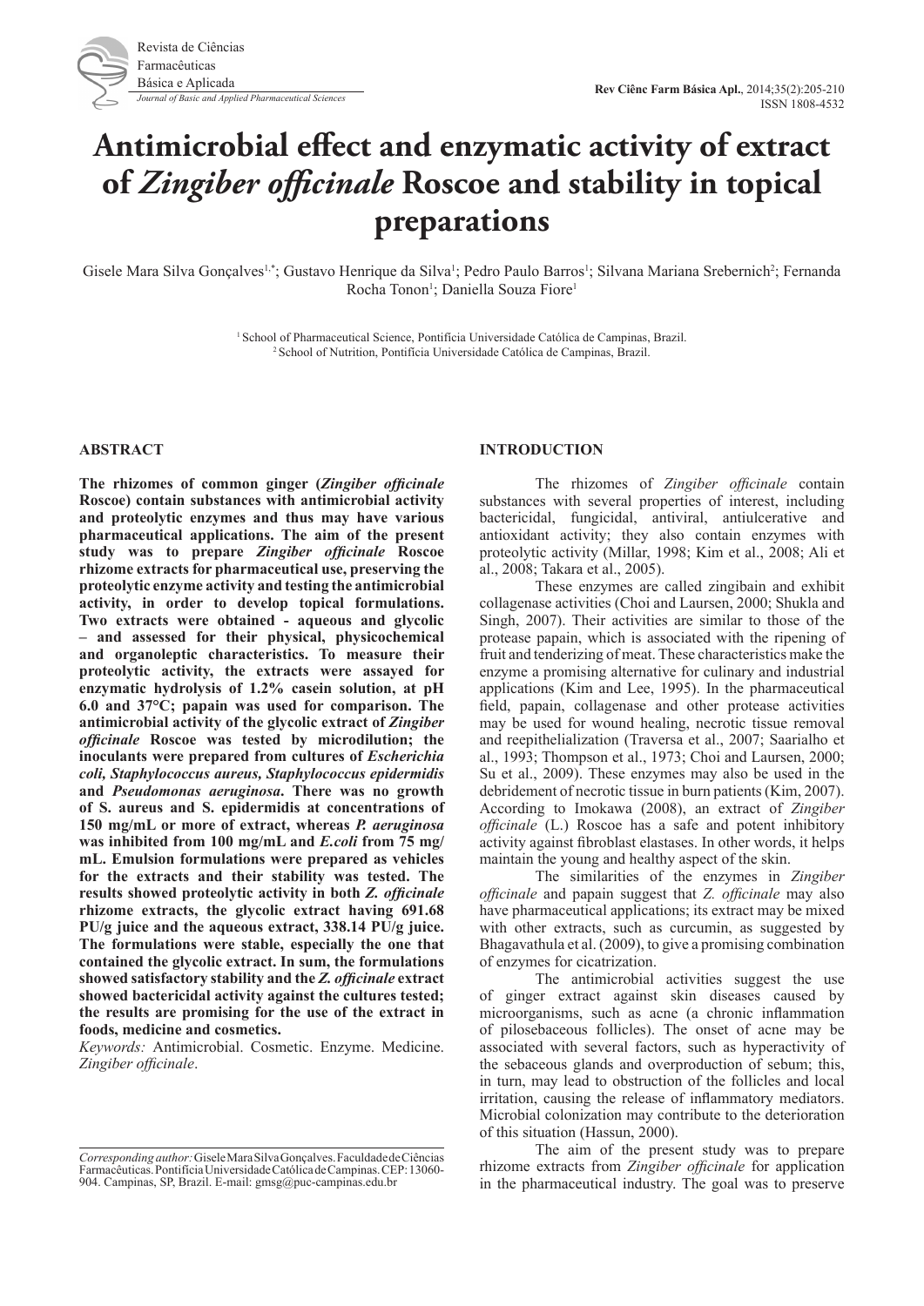# Antimicrobial effect and enzymatic activity of extract of *Zingiber officinale* Roscoe and stability in topical preparations

Gisele Mara Silva Gonçalves[1,*]; Gustavo Henrique da Silva[1]; Pedro Paulo Barros[1]; Silvana Mariana Srebernich[2]; Fernanda Rocha Tonon[1]; Daniella Souza Fiore[1]

[1] School of Pharmaceutical Science, Pontifícia Universidade Católica de Campinas, Brazil.
[2] School of Nutrition, Pontifícia Universidade Católica de Campinas, Brazil.

## ABSTRACT

**The rhizomes of common ginger (*Zingiber officinale* Roscoe) contain substances with antimicrobial activity and proteolytic enzymes and thus may have various pharmaceutical applications. The aim of the present study was to prepare *Zingiber officinale* Roscoe rhizome extracts for pharmaceutical use, preserving the proteolytic enzyme activity and testing the antimicrobial activity, in order to develop topical formulations. Two extracts were obtained - aqueous and glycolic – and assessed for their physical, physicochemical and organoleptic characteristics. To measure their proteolytic activity, the extracts were assayed for enzymatic hydrolysis of 1.2% casein solution, at pH 6.0 and 37°C; papain was used for comparison. The antimicrobial activity of the glycolic extract of *Zingiber officinale* Roscoe was tested by microdilution; the inoculants were prepared from cultures of *Escherichia coli, Staphylococcus aureus, Staphylococcus epidermidis* and *Pseudomonas aeruginosa*. There was no growth of S. aureus and S. epidermidis at concentrations of 150 mg/mL or more of extract, whereas *P. aeruginosa* was inhibited from 100 mg/mL and *E.coli* from 75 mg/mL. Emulsion formulations were prepared as vehicles for the extracts and their stability was tested. The results showed proteolytic activity in both *Z. officinale* rhizome extracts, the glycolic extract having 691.68 PU/g juice and the aqueous extract, 338.14 PU/g juice. The formulations were stable, especially the one that contained the glycolic extract. In sum, the formulations showed satisfactory stability and the *Z. officinale* extract showed bactericidal activity against the cultures tested; the results are promising for the use of the extract in foods, medicine and cosmetics.**

*Keywords:* Antimicrobial. Cosmetic. Enzyme. Medicine. *Zingiber officinale*.

*Corresponding author:* Gisele Mara Silva Gonçalves. Faculdade de Ciências Farmacêuticas. Pontifícia Universidade Católica de Campinas. CEP: 13060-904. Campinas, SP, Brazil. E-mail: gmsg@puc-campinas.edu.br

## INTRODUCTION

The rhizomes of *Zingiber officinale* contain substances with several properties of interest, including bactericidal, fungicidal, antiviral, antiulcerative and antioxidant activity; they also contain enzymes with proteolytic activity (Millar, 1998; Kim et al., 2008; Ali et al., 2008; Takara et al., 2005).

These enzymes are called zingibain and exhibit collagenase activities (Choi and Laursen, 2000; Shukla and Singh, 2007). Their activities are similar to those of the protease papain, which is associated with the ripening of fruit and tenderizing of meat. These characteristics make the enzyme a promising alternative for culinary and industrial applications (Kim and Lee, 1995). In the pharmaceutical field, papain, collagenase and other protease activities may be used for wound healing, necrotic tissue removal and reepithelialization (Traversa et al., 2007; Saarialho et al., 1993; Thompson et al., 1973; Choi and Laursen, 2000; Su et al., 2009). These enzymes may also be used in the debridement of necrotic tissue in burn patients (Kim, 2007). According to Imokawa (2008), an extract of *Zingiber officinale* (L.) Roscoe has a safe and potent inhibitory activity against fibroblast elastases. In other words, it helps maintain the young and healthy aspect of the skin.

The similarities of the enzymes in *Zingiber officinale* and papain suggest that *Z. officinale* may also have pharmaceutical applications; its extract may be mixed with other extracts, such as curcumin, as suggested by Bhagavathula et al. (2009), to give a promising combination of enzymes for cicatrization.

The antimicrobial activities suggest the use of ginger extract against skin diseases caused by microorganisms, such as acne (a chronic inflammation of pilosebaceous follicles). The onset of acne may be associated with several factors, such as hyperactivity of the sebaceous glands and overproduction of sebum; this, in turn, may lead to obstruction of the follicles and local irritation, causing the release of inflammatory mediators. Microbial colonization may contribute to the deterioration of this situation (Hassun, 2000).

The aim of the present study was to prepare rhizome extracts from *Zingiber officinale* for application in the pharmaceutical industry. The goal was to preserve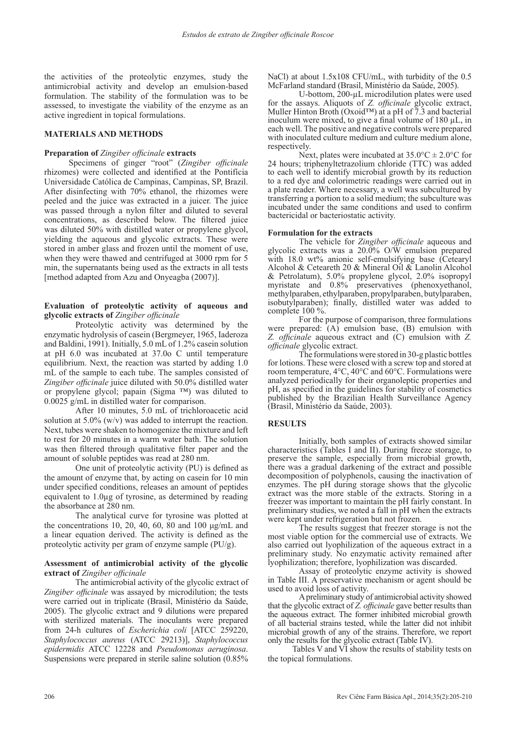the activities of the proteolytic enzymes, study the antimicrobial activity and develop an emulsion-based formulation. The stability of the formulation was to be assessed, to investigate the viability of the enzyme as an active ingredient in topical formulations.

## MATERIALS AND METHODS

### Preparation of *Zingiber officinale* extracts

Specimens of ginger "root" (*Zingiber officinale* rhizomes) were collected and identified at the Pontifícia Universidade Católica de Campinas, Campinas, SP, Brazil. After disinfecting with 70% ethanol, the rhizomes were peeled and the juice was extracted in a juicer. The juice was passed through a nylon filter and diluted to several concentrations, as described below. The filtered juice was diluted 50% with distilled water or propylene glycol, yielding the aqueous and glycolic extracts. These were stored in amber glass and frozen until the moment of use, when they were thawed and centrifuged at 3000 rpm for 5 min, the supernatants being used as the extracts in all tests [method adapted from Azu and Onyeagba (2007)].

### Evaluation of proteolytic activity of aqueous and glycolic extracts of *Zingiber officinale*

Proteolytic activity was determined by the enzymatic hydrolysis of casein (Bergmeyer, 1965, Iaderoza and Baldini, 1991). Initially, 5.0 mL of 1.2% casein solution at pH 6.0 was incubated at 37.0o C until temperature equilibrium. Next, the reaction was started by adding 1.0 mL of the sample to each tube. The samples consisted of *Zingiber officinale* juice diluted with 50.0% distilled water or propylene glycol; papain (Sigma ™) was diluted to 0.0025 g/mL in distilled water for comparison.

After 10 minutes, 5.0 mL of trichloroacetic acid solution at 5.0% (w/v) was added to interrupt the reaction. Next, tubes were shaken to homogenize the mixture and left to rest for 20 minutes in a warm water bath. The solution was then filtered through qualitative filter paper and the amount of soluble peptides was read at 280 nm.

One unit of proteolytic activity (PU) is defined as the amount of enzyme that, by acting on casein for 10 min under specified conditions, releases an amount of peptides equivalent to 1.0µg of tyrosine, as determined by reading the absorbance at 280 nm.

The analytical curve for tyrosine was plotted at the concentrations 10, 20, 40, 60, 80 and 100 µg/mL and a linear equation derived. The activity is defined as the proteolytic activity per gram of enzyme sample (PU/g).

### Assessment of antimicrobial activity of the glycolic extract of *Zingiber officinale*

The antimicrobial activity of the glycolic extract of *Zingiber officinale* was assayed by microdilution; the tests were carried out in triplicate (Brasil, Ministério da Saúde, 2005). The glycolic extract and 9 dilutions were prepared with sterilized materials. The inoculants were prepared from 24-h cultures of *Escherichia coli* [ATCC 259220, *Staphylococcus aureus* (ATCC 29213)], *Staphylococcus epidermidis* ATCC 12228 and *Pseudomonas aeruginosa*. Suspensions were prepared in sterile saline solution (0.85% NaCl) at about 1.5x108 CFU/mL, with turbidity of the 0.5 McFarland standard (Brasil, Ministério da Saúde, 2005).

U-bottom, 200-µL microdilution plates were used for the assays. Aliquots of *Z. officinale* glycolic extract, Muller Hinton Broth (Oxoid™) at a pH of 7.3 and bacterial inoculum were mixed, to give a final volume of 180 µL, in each well. The positive and negative controls were prepared with inoculated culture medium and culture medium alone, respectively.

Next, plates were incubated at 35.0°C ± 2.0°C for 24 hours; triphenyltetrazolium chloride (TTC) was added to each well to identify microbial growth by its reduction to a red dye and colorimetric readings were carried out in a plate reader. Where necessary, a well was subcultured by transferring a portion to a solid medium; the subculture was incubated under the same conditions and used to confirm bactericidal or bacteriostatic activity.

### Formulation for the extracts

The vehicle for *Zingiber officinale* aqueous and glycolic extracts was a 20.0% O/W emulsion prepared with 18.0 wt% anionic self-emulsifying base (Cetearyl Alcohol & Ceteareth 20 & Mineral Oil & Lanolin Alcohol & Petrolatum), 5.0% propylene glycol, 2.0% isopropyl myristate and 0.8% preservatives (phenoxyethanol, methylparaben, ethylparaben, propylparaben, butylparaben, isobutylparaben); finally, distilled water was added to complete 100 %.

For the purpose of comparison, three formulations were prepared: (A) emulsion base, (B) emulsion with *Z. officinale* aqueous extract and (C) emulsion with *Z. officinale* glycolic extract.

The formulations were stored in 30-g plastic bottles for lotions. These were closed with a screw top and stored at room temperature, 4°C, 40°C and 60°C. Formulations were analyzed periodically for their organoleptic properties and pH, as specified in the guidelines for stability of cosmetics published by the Brazilian Health Surveillance Agency (Brasil, Ministério da Saúde, 2003).

## RESULTS

Initially, both samples of extracts showed similar characteristics (Tables I and II). During freeze storage, to preserve the sample, especially from microbial growth, there was a gradual darkening of the extract and possible decomposition of polyphenols, causing the inactivation of enzymes. The pH during storage shows that the glycolic extract was the more stable of the extracts. Storing in a freezer was important to maintain the pH fairly constant. In preliminary studies, we noted a fall in pH when the extracts were kept under refrigeration but not frozen.

The results suggest that freezer storage is not the most viable option for the commercial use of extracts. We also carried out lyophilization of the aqueous extract in a preliminary study. No enzymatic activity remained after lyophilization; therefore, lyophilization was discarded.

Assay of proteolytic enzyme activity is showed in Table III. A preservative mechanism or agent should be used to avoid loss of activity.

A preliminary study of antimicrobial activity showed that the glycolic extract of *Z. officinale* gave better results than the aqueous extract. The former inhibited microbial growth of all bacterial strains tested, while the latter did not inhibit microbial growth of any of the strains. Therefore, we report only the results for the glycolic extract (Table IV).

Tables V and VI show the results of stability tests on the topical formulations.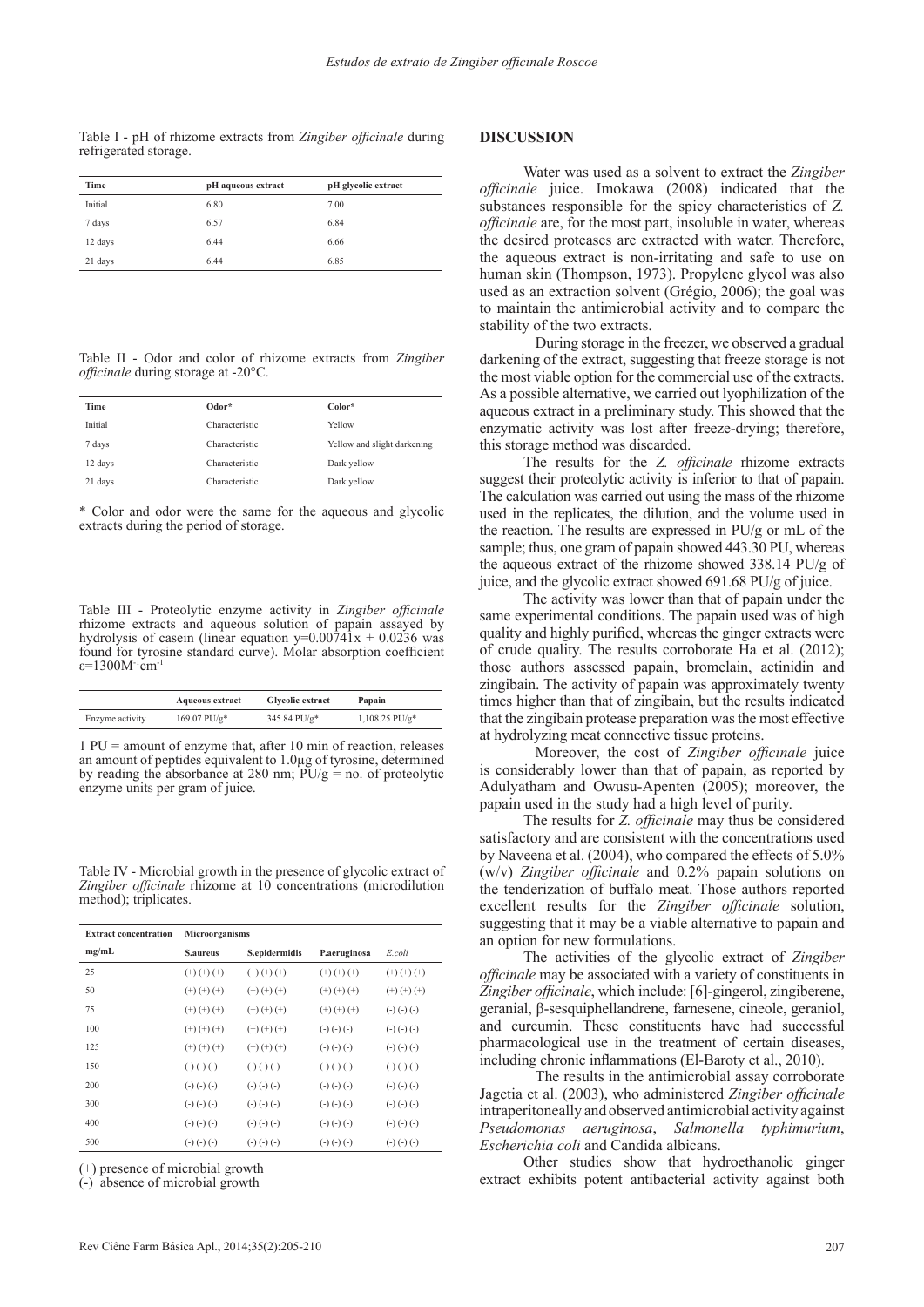Table I - pH of rhizome extracts from *Zingiber officinale* during refrigerated storage.

| Time | pH aqueous extract | pH glycolic extract |
|---|---|---|
| Initial | 6.80 | 7.00 |
| 7 days | 6.57 | 6.84 |
| 12 days | 6.44 | 6.66 |
| 21 days | 6.44 | 6.85 |

Table II - Odor and color of rhizome extracts from *Zingiber officinale* during storage at -20°C.

| Time | Odor* | Color* |
|---|---|---|
| Initial | Characteristic | Yellow |
| 7 days | Characteristic | Yellow and slight darkening |
| 12 days | Characteristic | Dark yellow |
| 21 days | Characteristic | Dark yellow |

\* Color and odor were the same for the aqueous and glycolic extracts during the period of storage.

Table III - Proteolytic enzyme activity in *Zingiber officinale* rhizome extracts and aqueous solution of papain assayed by hydrolysis of casein (linear equation $y=0.00741x + 0.0236$ was found for tyrosine standard curve). Molar absorption coefficient $\varepsilon=1300M^{-1}cm^{-1}$

| | Aqueous extract | Glycolic extract | Papain |
|---|---|---|---|
| Enzyme activity | 169.07 PU/g* | 345.84 PU/g* | 1,108.25 PU/g* |

1 PU = amount of enzyme that, after 10 min of reaction, releases an amount of peptides equivalent to 1.0µg of tyrosine, determined by reading the absorbance at 280 nm; PU/g = no. of proteolytic enzyme units per gram of juice.

Table IV - Microbial growth in the presence of glycolic extract of *Zingiber officinale* rhizome at 10 concentrations (microdilution method); triplicates.

| Extract concentration mg/mL | Microorganisms S.aureus | S.epidermidis | P.aeruginosa | *E.coli* |
|---|---|---|---|---|
| 25 | (+) (+) (+) | (+) (+) (+) | (+) (+) (+) | (+) (+) (+) |
| 50 | (+) (+) (+) | (+) (+) (+) | (+) (+) (+) | (+) (+) (+) |
| 75 | (+) (+) (+) | (+) (+) (+) | (+) (+) (+) | (-) (-) (-) |
| 100 | (+) (+) (+) | (+) (+) (+) | (-) (-) (-) | (-) (-) (-) |
| 125 | (+) (+) (+) | (+) (+) (+) | (-) (-) (-) | (-) (-) (-) |
| 150 | (-) (-) (-) | (-) (-) (-) | (-) (-) (-) | (-) (-) (-) |
| 200 | (-) (-) (-) | (-) (-) (-) | (-) (-) (-) | (-) (-) (-) |
| 300 | (-) (-) (-) | (-) (-) (-) | (-) (-) (-) | (-) (-) (-) |
| 400 | (-) (-) (-) | (-) (-) (-) | (-) (-) (-) | (-) (-) (-) |
| 500 | (-) (-) (-) | (-) (-) (-) | (-) (-) (-) | (-) (-) (-) |

(+) presence of microbial growth
(-) absence of microbial growth

## DISCUSSION

Water was used as a solvent to extract the *Zingiber officinale* juice. Imokawa (2008) indicated that the substances responsible for the spicy characteristics of *Z. officinale* are, for the most part, insoluble in water, whereas the desired proteases are extracted with water. Therefore, the aqueous extract is non-irritating and safe to use on human skin (Thompson, 1973). Propylene glycol was also used as an extraction solvent (Grégio, 2006); the goal was to maintain the antimicrobial activity and to compare the stability of the two extracts.

During storage in the freezer, we observed a gradual darkening of the extract, suggesting that freeze storage is not the most viable option for the commercial use of the extracts. As a possible alternative, we carried out lyophilization of the aqueous extract in a preliminary study. This showed that the enzymatic activity was lost after freeze-drying; therefore, this storage method was discarded.

The results for the *Z. officinale* rhizome extracts suggest their proteolytic activity is inferior to that of papain. The calculation was carried out using the mass of the rhizome used in the replicates, the dilution, and the volume used in the reaction. The results are expressed in PU/g or mL of the sample; thus, one gram of papain showed 443.30 PU, whereas the aqueous extract of the rhizome showed 338.14 PU/g of juice, and the glycolic extract showed 691.68 PU/g of juice.

The activity was lower than that of papain under the same experimental conditions. The papain used was of high quality and highly purified, whereas the ginger extracts were of crude quality. The results corroborate Ha et al. (2012); those authors assessed papain, bromelain, actinidin and zingibain. The activity of papain was approximately twenty times higher than that of zingibain, but the results indicated that the zingibain protease preparation was the most effective at hydrolyzing meat connective tissue proteins.

Moreover, the cost of *Zingiber officinale* juice is considerably lower than that of papain, as reported by Adulyatham and Owusu-Apenten (2005); moreover, the papain used in the study had a high level of purity.

The results for *Z. officinale* may thus be considered satisfactory and are consistent with the concentrations used by Naveena et al. (2004), who compared the effects of 5.0% (w/v) *Zingiber officinale* and 0.2% papain solutions on the tenderization of buffalo meat. Those authors reported excellent results for the *Zingiber officinale* solution, suggesting that it may be a viable alternative to papain and an option for new formulations.

The activities of the glycolic extract of *Zingiber officinale* may be associated with a variety of constituents in *Zingiber officinale*, which include: [6]-gingerol, zingiberene, geranial, β-sesquiphellandrene, farnesene, cineole, geraniol, and curcumin. These constituents have had successful pharmacological use in the treatment of certain diseases, including chronic inflammations (El-Baroty et al., 2010).

The results in the antimicrobial assay corroborate Jagetia et al. (2003), who administered *Zingiber officinale* intraperitoneally and observed antimicrobial activity against *Pseudomonas aeruginosa*, *Salmonella typhimurium*, *Escherichia coli* and Candida albicans.

Other studies show that hydroethanolic ginger extract exhibits potent antibacterial activity against both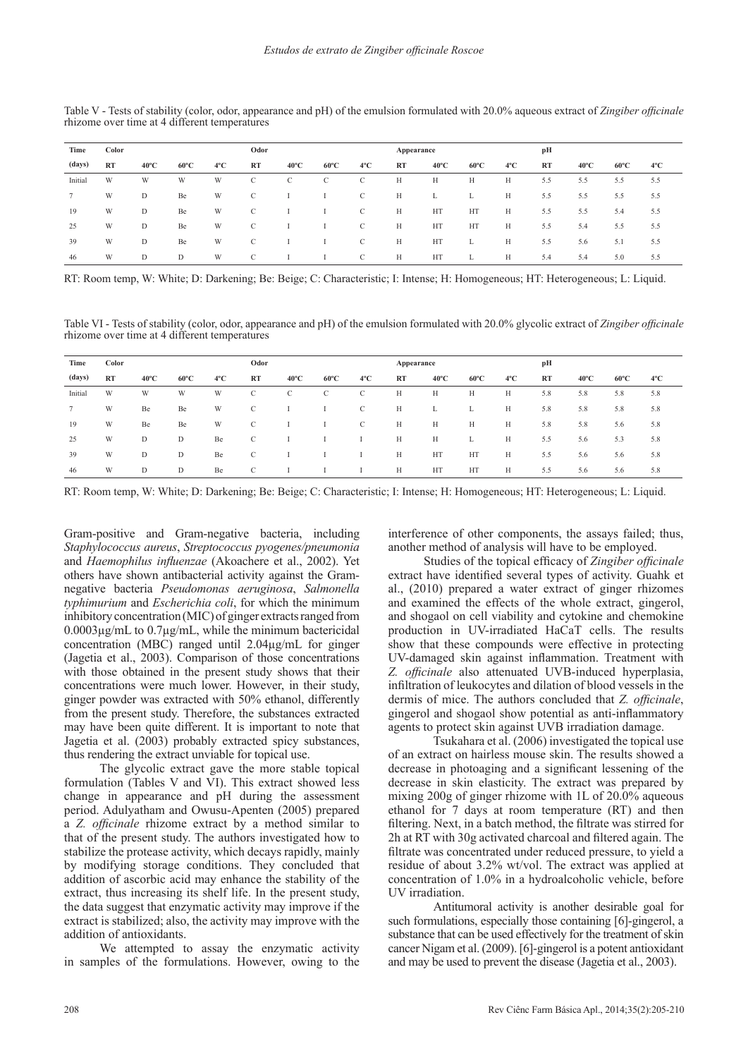Table V - Tests of stability (color, odor, appearance and pH) of the emulsion formulated with 20.0% aqueous extract of *Zingiber officinale* rhizome over time at 4 different temperatures

| Time | Color | | | | Odor | | | | Appearance | | | | pH | | | |
|---|---|---|---|---|---|---|---|---|---|---|---|---|---|---|---|---|
| (days) | RT | 40ºC | 60ºC | 4ºC | RT | 40ºC | 60ºC | 4ºC | RT | 40ºC | 60ºC | 4ºC | RT | 40ºC | 60ºC | 4ºC |
| Initial | W | W | W | W | C | C | C | C | H | H | H | H | 5.5 | 5.5 | 5.5 | 5.5 |
| 7 | W | D | Be | W | C | I | I | C | H | L | L | H | 5.5 | 5.5 | 5.5 | 5.5 |
| 19 | W | D | Be | W | C | I | I | C | H | HT | HT | H | 5.5 | 5.5 | 5.4 | 5.5 |
| 25 | W | D | Be | W | C | I | I | C | H | HT | HT | H | 5.5 | 5.4 | 5.5 | 5.5 |
| 39 | W | D | Be | W | C | I | I | C | H | HT | L | H | 5.5 | 5.6 | 5.1 | 5.5 |
| 46 | W | D | D | W | C | I | I | C | H | HT | L | H | 5.4 | 5.4 | 5.0 | 5.5 |

RT: Room temp, W: White; D: Darkening; Be: Beige; C: Characteristic; I: Intense; H: Homogeneous; HT: Heterogeneous; L: Liquid.

Table VI - Tests of stability (color, odor, appearance and pH) of the emulsion formulated with 20.0% glycolic extract of *Zingiber officinale* rhizome over time at 4 different temperatures

| Time | Color | | | | Odor | | | | Appearance | | | | pH | | | |
|---|---|---|---|---|---|---|---|---|---|---|---|---|---|---|---|---|
| (days) | RT | 40ºC | 60ºC | 4ºC | RT | 40ºC | 60ºC | 4ºC | RT | 40ºC | 60ºC | 4ºC | RT | 40ºC | 60ºC | 4ºC |
| Initial | W | W | W | W | C | C | C | C | H | H | H | H | 5.8 | 5.8 | 5.8 | 5.8 |
| 7 | W | Be | Be | W | C | I | I | C | H | L | L | H | 5.8 | 5.8 | 5.8 | 5.8 |
| 19 | W | Be | Be | W | C | I | I | C | H | H | H | H | 5.8 | 5.8 | 5.6 | 5.8 |
| 25 | W | D | D | Be | C | I | I | I | H | H | L | H | 5.5 | 5.6 | 5.3 | 5.8 |
| 39 | W | D | D | Be | C | I | I | I | H | HT | HT | H | 5.5 | 5.6 | 5.6 | 5.8 |
| 46 | W | D | D | Be | C | I | I | I | H | HT | HT | H | 5.5 | 5.6 | 5.6 | 5.8 |

RT: Room temp, W: White; D: Darkening; Be: Beige; C: Characteristic; I: Intense; H: Homogeneous; HT: Heterogeneous; L: Liquid.

Gram-positive and Gram-negative bacteria, including *Staphylococcus aureus*, *Streptococcus pyogenes/pneumonia* and *Haemophilus influenzae* (Akoachere et al., 2002). Yet others have shown antibacterial activity against the Gram-negative bacteria *Pseudomonas aeruginosa*, *Salmonella typhimurium* and *Escherichia coli*, for which the minimum inhibitory concentration (MIC) of ginger extracts ranged from 0.0003μg/mL to 0.7μg/mL, while the minimum bactericidal concentration (MBC) ranged until 2.04μg/mL for ginger (Jagetia et al., 2003). Comparison of those concentrations with those obtained in the present study shows that their concentrations were much lower. However, in their study, ginger powder was extracted with 50% ethanol, differently from the present study. Therefore, the substances extracted may have been quite different. It is important to note that Jagetia et al. (2003) probably extracted spicy substances, thus rendering the extract unviable for topical use.

The glycolic extract gave the more stable topical formulation (Tables V and VI). This extract showed less change in appearance and pH during the assessment period. Adulyatham and Owusu-Apenten (2005) prepared a *Z. officinale* rhizome extract by a method similar to that of the present study. The authors investigated how to stabilize the protease activity, which decays rapidly, mainly by modifying storage conditions. They concluded that addition of ascorbic acid may enhance the stability of the extract, thus increasing its shelf life. In the present study, the data suggest that enzymatic activity may improve if the extract is stabilized; also, the activity may improve with the addition of antioxidants.

We attempted to assay the enzymatic activity in samples of the formulations. However, owing to the interference of other components, the assays failed; thus, another method of analysis will have to be employed.

Studies of the topical efficacy of *Zingiber officinale* extract have identified several types of activity. Guahk et al., (2010) prepared a water extract of ginger rhizomes and examined the effects of the whole extract, gingerol, and shogaol on cell viability and cytokine and chemokine production in UV-irradiated HaCaT cells. The results show that these compounds were effective in protecting UV-damaged skin against inflammation. Treatment with *Z. officinale* also attenuated UVB-induced hyperplasia, infiltration of leukocytes and dilation of blood vessels in the dermis of mice. The authors concluded that *Z. officinale*, gingerol and shogaol show potential as anti-inflammatory agents to protect skin against UVB irradiation damage.

Tsukahara et al. (2006) investigated the topical use of an extract on hairless mouse skin. The results showed a decrease in photoaging and a significant lessening of the decrease in skin elasticity. The extract was prepared by mixing 200g of ginger rhizome with 1L of 20.0% aqueous ethanol for 7 days at room temperature (RT) and then filtering. Next, in a batch method, the filtrate was stirred for 2h at RT with 30g activated charcoal and filtered again. The filtrate was concentrated under reduced pressure, to yield a residue of about 3.2% wt/vol. The extract was applied at concentration of 1.0% in a hydroalcoholic vehicle, before UV irradiation.

Antitumoral activity is another desirable goal for such formulations, especially those containing [6]-gingerol, a substance that can be used effectively for the treatment of skin cancer Nigam et al. (2009). [6]-gingerol is a potent antioxidant and may be used to prevent the disease (Jagetia et al., 2003).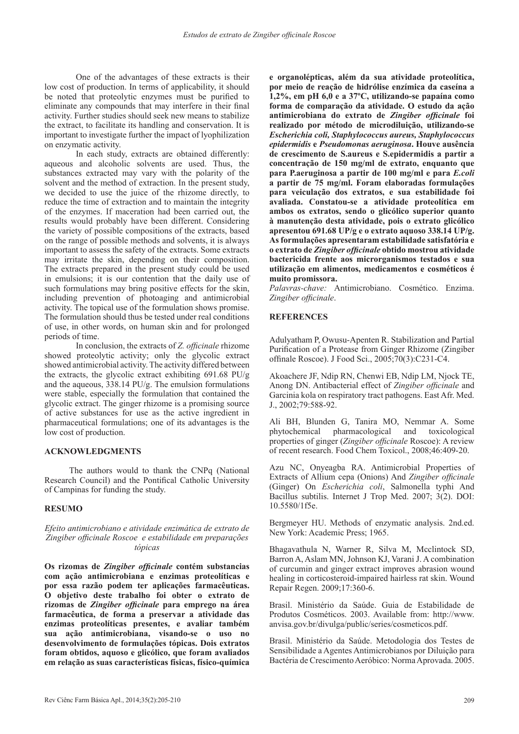One of the advantages of these extracts is their low cost of production. In terms of applicability, it should be noted that proteolytic enzymes must be purified to eliminate any compounds that may interfere in their final activity. Further studies should seek new means to stabilize the extract, to facilitate its handling and conservation. It is important to investigate further the impact of lyophilization on enzymatic activity.

In each study, extracts are obtained differently: aqueous and alcoholic solvents are used. Thus, the substances extracted may vary with the polarity of the solvent and the method of extraction. In the present study, we decided to use the juice of the rhizome directly, to reduce the time of extraction and to maintain the integrity of the enzymes. If maceration had been carried out, the results would probably have been different. Considering the variety of possible compositions of the extracts, based on the range of possible methods and solvents, it is always important to assess the safety of the extracts. Some extracts may irritate the skin, depending on their composition. The extracts prepared in the present study could be used in emulsions; it is our contention that the daily use of such formulations may bring positive effects for the skin, including prevention of photoaging and antimicrobial activity. The topical use of the formulation shows promise. The formulation should thus be tested under real conditions of use, in other words, on human skin and for prolonged periods of time.

In conclusion, the extracts of *Z. officinale* rhizome showed proteolytic activity; only the glycolic extract showed antimicrobial activity. The activity differed between the extracts, the glycolic extract exhibiting 691.68 PU/g and the aqueous, 338.14 PU/g. The emulsion formulations were stable, especially the formulation that contained the glycolic extract. The ginger rhizome is a promising source of active substances for use as the active ingredient in pharmaceutical formulations; one of its advantages is the low cost of production.

## ACKNOWLEDGMENTS

The authors would to thank the CNPq (National Research Council) and the Pontifical Catholic University of Campinas for funding the study.

## RESUMO

*Efeito antimicrobiano e atividade enzimática de extrato de Zingiber officinale Roscoe e estabilidade em preparações tópicas*

**Os rizomas de *Zingiber officinale* contém substancias com ação antimicrobiana e enzimas proteolíticas e por essa razão podem ter aplicações farmacêuticas. O objetivo deste trabalho foi obter o extrato de rizomas de *Zingiber officinale* para emprego na área farmacêutica, de forma a preservar a atividade das enzimas proteolíticas presentes, e avaliar também sua ação antimicrobiana, visando-se o uso no desenvolvimento de formulações tópicas. Dois extratos foram obtidos, aquoso e glicólico, que foram avaliados em relação as suas características físicas, físico-química e organolépticas, além da sua atividade proteolítica, por meio de reação de hidrólise enzimática da caseína a 1,2%, em pH 6,0 e a 37ºC, utilizando-se papaína como forma de comparação da atividade. O estudo da ação antimicrobiana do extrato de *Zingiber officinale* foi realizado por método de microdiluição, utilizando-se *Escherichia coli, Staphylococcus aureus, Staphylococcus epidermidis* e *Pseudomonas aeruginosa*. Houve ausência de crescimento de S.aureus e S.epidermidis a partir a concentração de 150 mg/ml de extrato, enquanto que para P.aeruginosa a partir de 100 mg/ml e para *E.coli* a partir de 75 mg/ml. Foram elaboradas formulações para veiculação dos extratos, e sua estabilidade foi avaliada. Constatou-se a atividade proteolítica em ambos os extratos, sendo o glicólico superior quanto à manutenção desta atividade, pois o extrato glicólico apresentou 691.68 UP/g e o extrato aquoso 338.14 UP/g. As formulações apresentaram estabilidade satisfatória e o extrato de *Zingiber officinale* obtido mostrou atividade bactericida frente aos microrganismos testados e sua utilização em alimentos, medicamentos e cosméticos é muito promissora.**

*Palavras-chave:* Antimicrobiano. Cosmético. Enzima. *Zingiber officinale*.

## REFERENCES

Adulyatham P, Owusu-Apenten R. Stabilization and Partial Purification of a Protease from Ginger Rhizome (Zingiber offinale Roscoe). J Food Sci., 2005;70(3):C231-C4.

Akoachere JF, Ndip RN, Chenwi EB, Ndip LM, Njock TE, Anong DN. Antibacterial effect of *Zingiber officinale* and Garcinia kola on respiratory tract pathogens. East Afr. Med. J., 2002;79:588-92.

Ali BH, Blunden G, Tanira MO, Nemmar A. Some phytochemical pharmacological and toxicological properties of ginger (*Zingiber officinale* Roscoe): A review of recent research. Food Chem Toxicol., 2008;46:409-20.

Azu NC, Onyeagba RA. Antimicrobial Properties of Extracts of Allium cepa (Onions) And *Zingiber officinale* (Ginger) On *Escherichia coli*, Salmonella typhi And Bacillus subtilis. Internet J Trop Med. 2007; 3(2). DOI: 10.5580/1f5e.

Bergmeyer HU. Methods of enzymatic analysis. 2nd.ed. New York: Academic Press; 1965.

Bhagavathula N, Warner R, Silva M, Mcclintock SD, Barron A, Aslam MN, Johnson KJ, Varani J. A combination of curcumin and ginger extract improves abrasion wound healing in corticosteroid-impaired hairless rat skin. Wound Repair Regen. 2009;17:360-6.

Brasil. Ministério da Saúde. Guia de Estabilidade de Produtos Cosméticos. 2003. Available from: http://www.anvisa.gov.br/divulga/public/series/cosmeticos.pdf.

Brasil. Ministério da Saúde. Metodologia dos Testes de Sensibilidade a Agentes Antimicrobianos por Diluição para Bactéria de Crescimento Aeróbico: Norma Aprovada. 2005.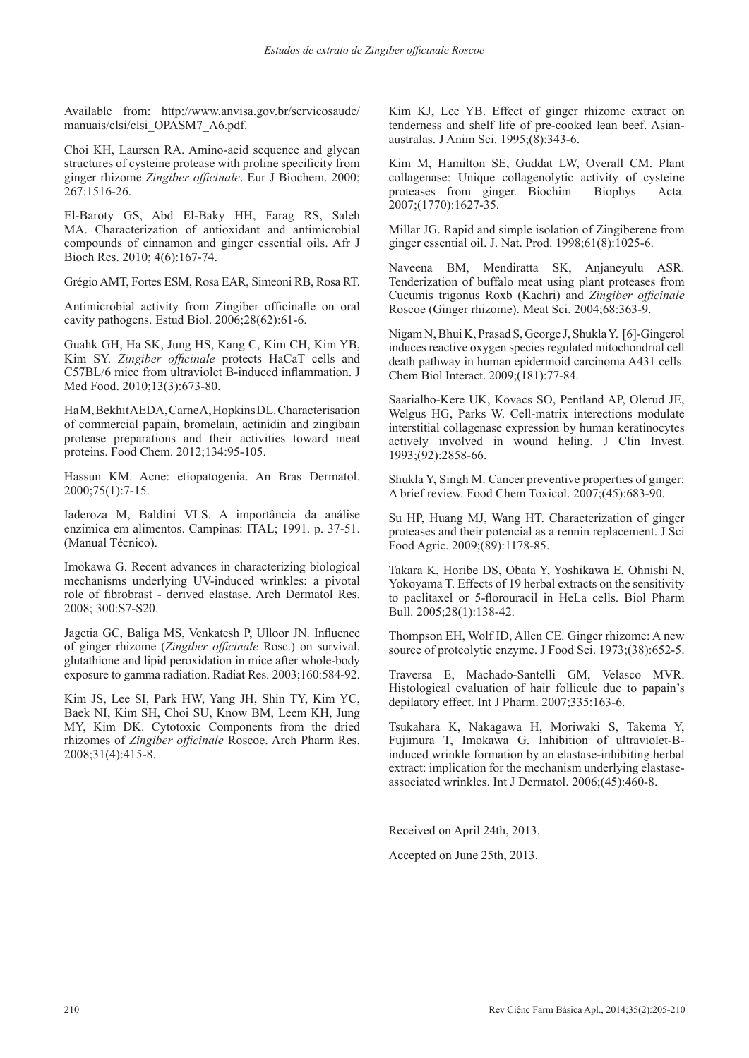Available from: http://www.anvisa.gov.br/servicosaude/manuais/clsi/clsi_OPASM7_A6.pdf.

Choi KH, Laursen RA. Amino-acid sequence and glycan structures of cysteine protease with proline specificity from ginger rhizome *Zingiber officinale*. Eur J Biochem. 2000; 267:1516-26.

El-Baroty GS, Abd El-Baky HH, Farag RS, Saleh MA. Characterization of antioxidant and antimicrobial compounds of cinnamon and ginger essential oils. Afr J Bioch Res. 2010; 4(6):167-74.

Grégio AMT, Fortes ESM, Rosa EAR, Simeoni RB, Rosa RT.

Antimicrobial activity from Zingiber officinalle on oral cavity pathogens. Estud Biol. 2006;28(62):61-6.

Guahk GH, Ha SK, Jung HS, Kang C, Kim CH, Kim YB, Kim SY. *Zingiber officinale* protects HaCaT cells and C57BL/6 mice from ultraviolet B-induced inflammation. J Med Food. 2010;13(3):673-80.

Ha M, Bekhit AEDA, Carne A, Hopkins DL. Characterisation of commercial papain, bromelain, actinidin and zingibain protease preparations and their activities toward meat proteins. Food Chem. 2012;134:95-105.

Hassun KM. Acne: etiopatogenia. An Bras Dermatol. 2000;75(1):7-15.

Iaderoza M, Baldini VLS. A importância da análise enzímica em alimentos. Campinas: ITAL; 1991. p. 37-51. (Manual Técnico).

Imokawa G. Recent advances in characterizing biological mechanisms underlying UV-induced wrinkles: a pivotal role of fibrobrast - derived elastase. Arch Dermatol Res. 2008; 300:S7-S20.

Jagetia GC, Baliga MS, Venkatesh P, Ulloor JN. Influence of ginger rhizome (*Zingiber officinale* Rosc.) on survival, glutathione and lipid peroxidation in mice after whole-body exposure to gamma radiation. Radiat Res. 2003;160:584-92.

Kim JS, Lee SI, Park HW, Yang JH, Shin TY, Kim YC, Baek NI, Kim SH, Choi SU, Know BM, Leem KH, Jung MY, Kim DK. Cytotoxic Components from the dried rhizomes of *Zingiber officinale* Roscoe. Arch Pharm Res. 2008;31(4):415-8.

Kim KJ, Lee YB. Effect of ginger rhizome extract on tenderness and shelf life of pre-cooked lean beef. Asian-australas. J Anim Sci. 1995;(8):343-6.

Kim M, Hamilton SE, Guddat LW, Overall CM. Plant collagenase: Unique collagenolytic activity of cysteine proteases from ginger. Biochim Biophys Acta. 2007;(1770):1627-35.

Millar JG. Rapid and simple isolation of Zingiberene from ginger essential oil. J. Nat. Prod. 1998;61(8):1025-6.

Naveena BM, Mendiratta SK, Anjaneyulu ASR. Tenderization of buffalo meat using plant proteases from Cucumis trigonus Roxb (Kachri) and *Zingiber officinale* Roscoe (Ginger rhizome). Meat Sci. 2004;68:363-9.

Nigam N, Bhui K, Prasad S, George J, Shukla Y. [6]-Gingerol induces reactive oxygen species regulated mitochondrial cell death pathway in human epidermoid carcinoma A431 cells. Chem Biol Interact. 2009;(181):77-84.

Saarialho-Kere UK, Kovacs SO, Pentland AP, Olerud JE, Welgus HG, Parks W. Cell-matrix interections modulate interstitial collagenase expression by human keratinocytes actively involved in wound heling. J Clin Invest. 1993;(92):2858-66.

Shukla Y, Singh M. Cancer preventive properties of ginger: A brief review. Food Chem Toxicol. 2007;(45):683-90.

Su HP, Huang MJ, Wang HT. Characterization of ginger proteases and their potencial as a rennin replacement. J Sci Food Agric. 2009;(89):1178-85.

Takara K, Horibe DS, Obata Y, Yoshikawa E, Ohnishi N, Yokoyama T. Effects of 19 herbal extracts on the sensitivity to paclitaxel or 5-florouracil in HeLa cells. Biol Pharm Bull. 2005;28(1):138-42.

Thompson EH, Wolf ID, Allen CE. Ginger rhizome: A new source of proteolytic enzyme. J Food Sci. 1973;(38):652-5.

Traversa E, Machado-Santelli GM, Velasco MVR. Histological evaluation of hair follicle due to papain's depilatory effect. Int J Pharm. 2007;335:163-6.

Tsukahara K, Nakagawa H, Moriwaki S, Takema Y, Fujimura T, Imokawa G. Inhibition of ultraviolet-B-induced wrinkle formation by an elastase-inhibiting herbal extract: implication for the mechanism underlying elastase-associated wrinkles. Int J Dermatol. 2006;(45):460-8.

Received on April 24th, 2013.

Accepted on June 25th, 2013.